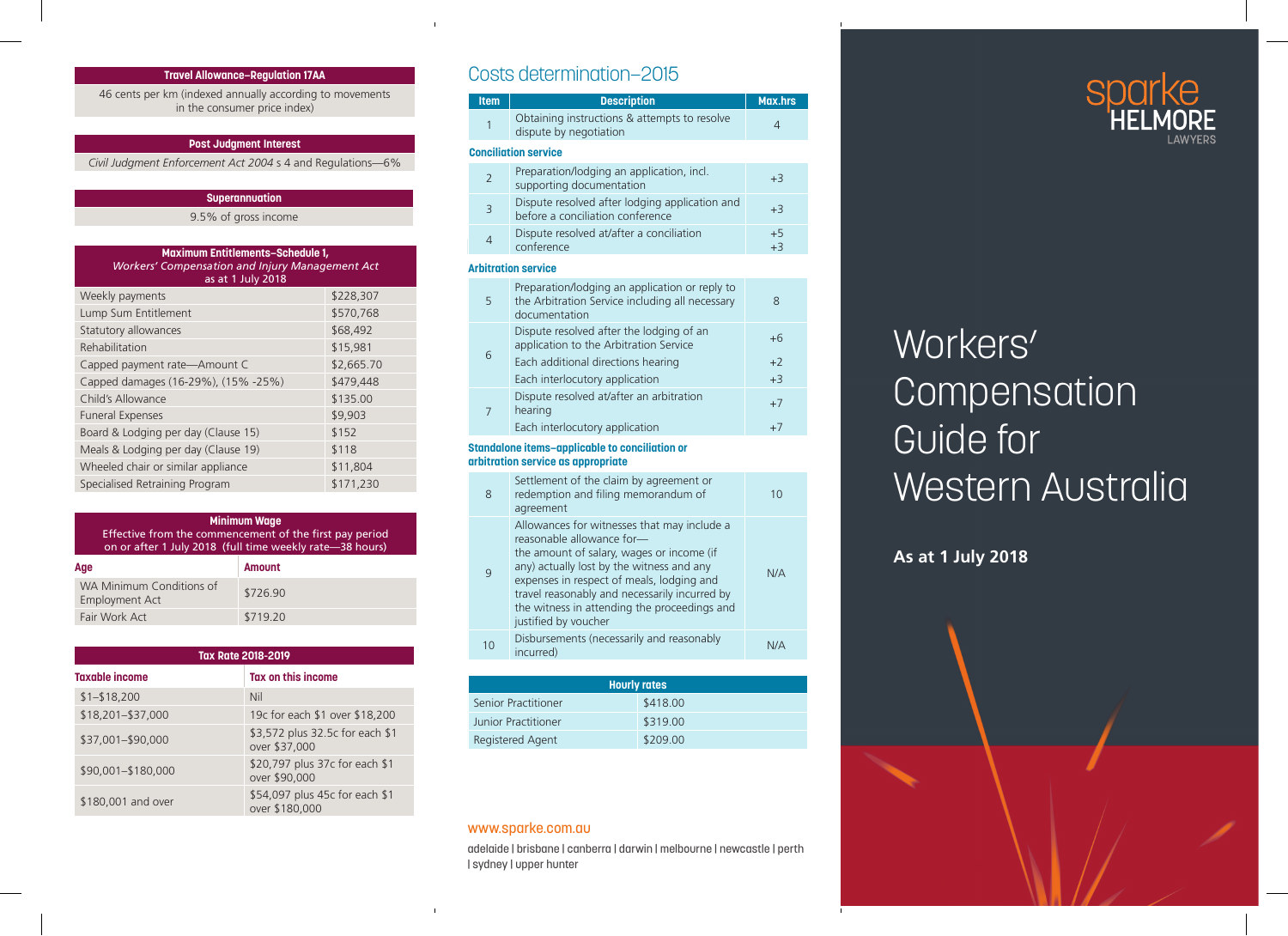| Travel Allowance–Regulation 17AA |
|---|
| 46 cents per km (indexed annually according to movements in the consumer price index) |

| Post Judgment Interest |
|---|
| *Civil Judgment Enforcement Act 2004* s 4 and Regulations—6% |

| Superannuation |
|---|
| 9.5% of gross income |

| Maximum Entitlements–Schedule 1, *Workers' Compensation and Injury Management Act* as at 1 July 2018 | |
|---|---|
| Weekly payments | $228,307 |
| Lump Sum Entitlement | $570,768 |
| Statutory allowances | $68,492 |
| Rehabilitation | $15,981 |
| Capped payment rate—Amount C | $2,665.70 |
| Capped damages (16-29%), (15% -25%) | $479,448 |
| Child's Allowance | $135.00 |
| Funeral Expenses | $9,903 |
| Board & Lodging per day (Clause 15) | $152 |
| Meals & Lodging per day (Clause 19) | $118 |
| Wheeled chair or similar appliance | $11,804 |
| Specialised Retraining Program | $171,230 |

| Minimum Wage Effective from the commencement of the first pay period on or after 1 July 2018 (full time weekly rate—38 hours) | |
|---|---|
| **Age** | **Amount** |
| WA Minimum Conditions of Employment Act | $726.90 |
| Fair Work Act | $719.20 |

| Tax Rate 2018-2019 | |
|---|---|
| **Taxable income** | **Tax on this income** |
| $1–$18,200 | Nil |
| $18,201–$37,000 | 19c for each $1 over $18,200 |
| $37,001–$90,000 | $3,572 plus 32.5c for each $1 over $37,000 |
| $90,001–$180,000 | $20,797 plus 37c for each $1 over $90,000 |
| $180,001 and over | $54,097 plus 45c for each $1 over $180,000 |

## Costs determination–2015

| Item | Description | Max.hrs |
|---|---|---|
| 1 | Obtaining instructions & attempts to resolve dispute by negotiation | 4 |
| **Conciliation service** | | |
| 2 | Preparation/lodging an application, incl. supporting documentation | +3 |
| 3 | Dispute resolved after lodging application and before a conciliation conference | +3 |
| 4 | Dispute resolved at/after a conciliation conference | +5 +3 |
| **Arbitration service** | | |
| 5 | Preparation/lodging an application or reply to the Arbitration Service including all necessary documentation | 8 |
| 6 | Dispute resolved after the lodging of an application to the Arbitration Service | +6 |
| | Each additional directions hearing | +2 |
| | Each interlocutory application | +3 |
| 7 | Dispute resolved at/after an arbitration hearing | +7 |
| | Each interlocutory application | +7 |
| **Standalone items–applicable to conciliation or arbitration service as appropriate** | | |
| 8 | Settlement of the claim by agreement or redemption and filing memorandum of agreement | 10 |
| 9 | Allowances for witnesses that may include a reasonable allowance for— the amount of salary, wages or income (if any) actually lost by the witness and any expenses in respect of meals, lodging and travel reasonably and necessarily incurred by the witness in attending the proceedings and justified by voucher | N/A |
| 10 | Disbursements (necessarily and reasonably incurred) | N/A |

| Hourly rates | |
|---|---|
| Senior Practitioner | $418.00 |
| Junior Practitioner | $319.00 |
| Registered Agent | $209.00 |

www.sparke.com.au

adelaide | brisbane | canberra | darwin | melbourne | newcastle | perth | sydney | upper hunter

sparke HELMORE LAWYERS

# Workers' Compensation Guide for Western Australia

**As at 1 July 2018**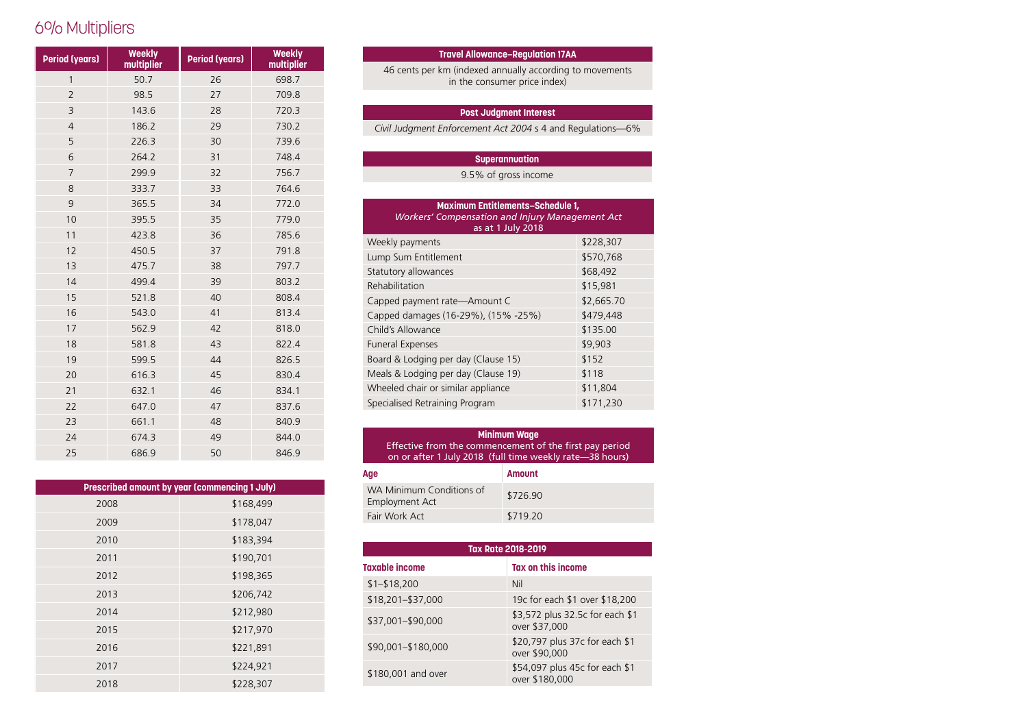# 6% Multipliers

| Period (years) | Weekly multiplier | Period (years) | Weekly multiplier |
|---|---|---|---|
| 1 | 50.7 | 26 | 698.7 |
| 2 | 98.5 | 27 | 709.8 |
| 3 | 143.6 | 28 | 720.3 |
| 4 | 186.2 | 29 | 730.2 |
| 5 | 226.3 | 30 | 739.6 |
| 6 | 264.2 | 31 | 748.4 |
| 7 | 299.9 | 32 | 756.7 |
| 8 | 333.7 | 33 | 764.6 |
| 9 | 365.5 | 34 | 772.0 |
| 10 | 395.5 | 35 | 779.0 |
| 11 | 423.8 | 36 | 785.6 |
| 12 | 450.5 | 37 | 791.8 |
| 13 | 475.7 | 38 | 797.7 |
| 14 | 499.4 | 39 | 803.2 |
| 15 | 521.8 | 40 | 808.4 |
| 16 | 543.0 | 41 | 813.4 |
| 17 | 562.9 | 42 | 818.0 |
| 18 | 581.8 | 43 | 822.4 |
| 19 | 599.5 | 44 | 826.5 |
| 20 | 616.3 | 45 | 830.4 |
| 21 | 632.1 | 46 | 834.1 |
| 22 | 647.0 | 47 | 837.6 |
| 23 | 661.1 | 48 | 840.9 |
| 24 | 674.3 | 49 | 844.0 |
| 25 | 686.9 | 50 | 846.9 |

| Prescribed amount by year (commencing 1 July) | |
|---|---|
| 2008 | $168,499 |
| 2009 | $178,047 |
| 2010 | $183,394 |
| 2011 | $190,701 |
| 2012 | $198,365 |
| 2013 | $206,742 |
| 2014 | $212,980 |
| 2015 | $217,970 |
| 2016 | $221,891 |
| 2017 | $224,921 |
| 2018 | $228,307 |

| Travel Allowance–Regulation 17AA |
|---|
| 46 cents per km (indexed annually according to movements in the consumer price index) |

| Post Judgment Interest |
|---|
| *Civil Judgment Enforcement Act 2004* s 4 and Regulations—6% |

| Superannuation |
|---|
| 9.5% of gross income |

| Maximum Entitlements–Schedule 1, *Workers' Compensation and Injury Management Act* as at 1 July 2018 | |
|---|---|
| Weekly payments | $228,307 |
| Lump Sum Entitlement | $570,768 |
| Statutory allowances | $68,492 |
| Rehabilitation | $15,981 |
| Capped payment rate—Amount C | $2,665.70 |
| Capped damages (16-29%), (15% -25%) | $479,448 |
| Child's Allowance | $135.00 |
| Funeral Expenses | $9,903 |
| Board & Lodging per day (Clause 15) | $152 |
| Meals & Lodging per day (Clause 19) | $118 |
| Wheeled chair or similar appliance | $11,804 |
| Specialised Retraining Program | $171,230 |

**Minimum Wage**
Effective from the commencement of the first pay period on or after 1 July 2018 (full time weekly rate—38 hours)

| Age | Amount |
|---|---|
| WA Minimum Conditions of Employment Act | $726.90 |
| Fair Work Act | $719.20 |

**Tax Rate 2018-2019**

| Taxable income | Tax on this income |
|---|---|
| $1–$18,200 | Nil |
| $18,201–$37,000 | 19c for each $1 over $18,200 |
| $37,001–$90,000 | $3,572 plus 32.5c for each $1 over $37,000 |
| $90,001–$180,000 | $20,797 plus 37c for each $1 over $90,000 |
| $180,001 and over | $54,097 plus 45c for each $1 over $180,000 |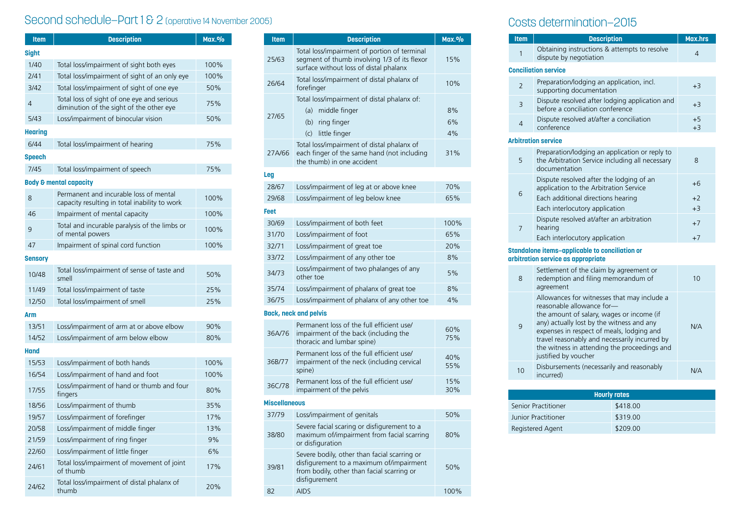# Second schedule–Part 1 & 2 (operative 14 November 2005)

| Item | Description | Max.% |
|---|---|---|
| **Sight** | | |
| 1/40 | Total loss/impairment of sight both eyes | 100% |
| 2/41 | Total loss/impairment of sight of an only eye | 100% |
| 3/42 | Total loss/impairment of sight of one eye | 50% |
| 4 | Total loss of sight of one eye and serious diminution of the sight of the other eye | 75% |
| 5/43 | Loss/impairment of binocular vision | 50% |
| **Hearing** | | |
| 6/44 | Total loss/impairment of hearing | 75% |
| **Speech** | | |
| 7/45 | Total loss/impairment of speech | 75% |
| **Body & mental capacity** | | |
| 8 | Permanent and incurable loss of mental capacity resulting in total inability to work | 100% |
| 46 | Impairment of mental capacity | 100% |
| 9 | Total and incurable paralysis of the limbs or of mental powers | 100% |
| 47 | Impairment of spinal cord function | 100% |
| **Sensory** | | |
| 10/48 | Total loss/impairment of sense of taste and smell | 50% |
| 11/49 | Total loss/impairment of taste | 25% |
| 12/50 | Total loss/impairment of smell | 25% |
| **Arm** | | |
| 13/51 | Loss/impairment of arm at or above elbow | 90% |
| 14/52 | Loss/impairment of arm below elbow | 80% |
| **Hand** | | |
| 15/53 | Loss/impairment of both hands | 100% |
| 16/54 | Loss/impairment of hand and foot | 100% |
| 17/55 | Loss/impairment of hand or thumb and four fingers | 80% |
| 18/56 | Loss/impairment of thumb | 35% |
| 19/57 | Loss/impairment of forefinger | 17% |
| 20/58 | Loss/impairment of middle finger | 13% |
| 21/59 | Loss/impairment of ring finger | 9% |
| 22/60 | Loss/impairment of little finger | 6% |
| 24/61 | Total loss/impairment of movement of joint of thumb | 17% |
| 24/62 | Total loss/impairment of distal phalanx of thumb | 20% |
| 25/63 | Total loss/impairment of portion of terminal segment of thumb involving 1/3 of its flexor surface without loss of distal phalanx | 15% |
| 26/64 | Total loss/impairment of distal phalanx of forefinger | 10% |
| 27/65 | Total loss/impairment of distal phalanx of: | |
| | (a) middle finger | 8% |
| | (b) ring finger | 6% |
| | (c) little finger | 4% |
| 27A/66 | Total loss/impairment of distal phalanx of each finger of the same hand (not including the thumb) in one accident | 31% |
| **Leg** | | |
| 28/67 | Loss/impairment of leg at or above knee | 70% |
| 29/68 | Loss/impairment of leg below knee | 65% |
| **Feet** | | |
| 30/69 | Loss/impairment of both feet | 100% |
| 31/70 | Loss/impairment of foot | 65% |
| 32/71 | Loss/impairment of great toe | 20% |
| 33/72 | Loss/impairment of any other toe | 8% |
| 34/73 | Loss/impairment of two phalanges of any other toe | 5% |
| 35/74 | Loss/impairment of phalanx of great toe | 8% |
| 36/75 | Loss/impairment of phalanx of any other toe | 4% |
| **Back, neck and pelvis** | | |
| 36A/76 | Permanent loss of the full efficient use/impairment of the back (including the thoracic and lumbar spine) | 60% 75% |
| 36B/77 | Permanent loss of the full efficient use/impairment of the neck (including cervical spine) | 40% 55% |
| 36C/78 | Permanent loss of the full efficient use/impairment of the pelvis | 15% 30% |
| **Miscellaneous** | | |
| 37/79 | Loss/impairment of genitals | 50% |
| 38/80 | Severe facial scaring or disfigurement to a maximum of/impairment from facial scarring or disfiguration | 80% |
| 39/81 | Severe bodily, other than facial scarring or disfigurement to a maximum of/impairment from bodily, other than facial scarring or disfigurement | 50% |
| 82 | AIDS | 100% |

# Costs determination–2015

| Item | Description | Max.hrs |
|---|---|---|
| 1 | Obtaining instructions & attempts to resolve dispute by negotiation | 4 |
| **Conciliation service** | | |
| 2 | Preparation/lodging an application, incl. supporting documentation | +3 |
| 3 | Dispute resolved after lodging application and before a conciliation conference | +3 |
| 4 | Dispute resolved at/after a conciliation conference | +5 +3 |
| **Arbitration service** | | |
| 5 | Preparation/lodging an application or reply to the Arbitration Service including all necessary documentation | 8 |
| 6 | Dispute resolved after the lodging of an application to the Arbitration Service | +6 |
| | Each additional directions hearing | +2 |
| | Each interlocutory application | +3 |
| 7 | Dispute resolved at/after an arbitration hearing | +7 |
| | Each interlocutory application | +7 |
| **Standalone items–applicable to conciliation or arbitration service as appropriate** | | |
| 8 | Settlement of the claim by agreement or redemption and filing memorandum of agreement | 10 |
| 9 | Allowances for witnesses that may include a reasonable allowance for— the amount of salary, wages or income (if any) actually lost by the witness and any expenses in respect of meals, lodging and travel reasonably and necessarily incurred by the witness in attending the proceedings and justified by voucher | N/A |
| 10 | Disbursements (necessarily and reasonably incurred) | N/A |

| Hourly rates | |
|---|---|
| Senior Practitioner | $418.00 |
| Junior Practitioner | $319.00 |
| Registered Agent | $209.00 |